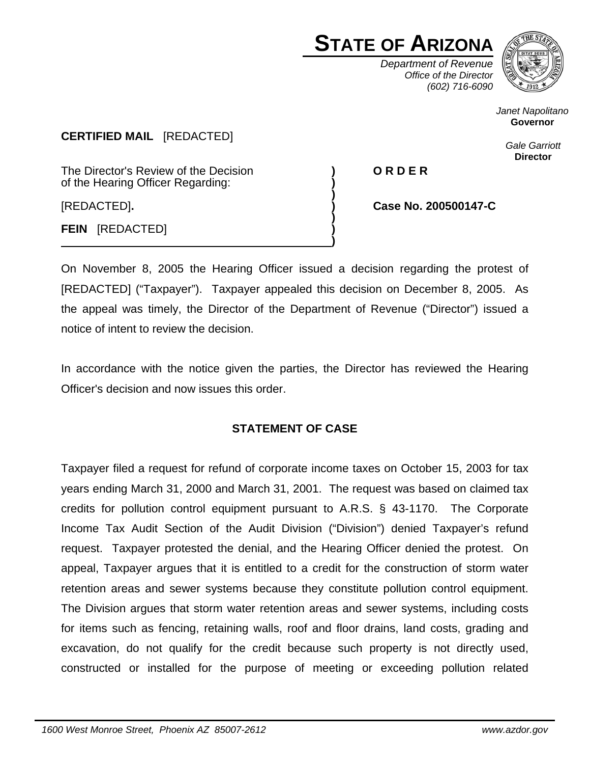# STATE OF ARIZONA

*Department of Revenue*
*Office of the Director*
*(602) 716-6090*

*Janet Napolitano*
**Governor**

*Gale Garriott*
**Director**

**CERTIFIED MAIL** [REDACTED]

| | | |
|---|---|---|
| The Director's Review of the Decision of the Hearing Officer Regarding: | ) | **O R D E R** |
| [REDACTED]**.** | ) | **Case No. 200500147-C** |
| **FEIN** [REDACTED] | ) | |

On November 8, 2005 the Hearing Officer issued a decision regarding the protest of [REDACTED] ("Taxpayer"). Taxpayer appealed this decision on December 8, 2005. As the appeal was timely, the Director of the Department of Revenue ("Director") issued a notice of intent to review the decision.

In accordance with the notice given the parties, the Director has reviewed the Hearing Officer's decision and now issues this order.

## STATEMENT OF CASE

Taxpayer filed a request for refund of corporate income taxes on October 15, 2003 for tax years ending March 31, 2000 and March 31, 2001. The request was based on claimed tax credits for pollution control equipment pursuant to A.R.S. § 43-1170. The Corporate Income Tax Audit Section of the Audit Division ("Division") denied Taxpayer's refund request. Taxpayer protested the denial, and the Hearing Officer denied the protest. On appeal, Taxpayer argues that it is entitled to a credit for the construction of storm water retention areas and sewer systems because they constitute pollution control equipment. The Division argues that storm water retention areas and sewer systems, including costs for items such as fencing, retaining walls, roof and floor drains, land costs, grading and excavation, do not qualify for the credit because such property is not directly used, constructed or installed for the purpose of meeting or exceeding pollution related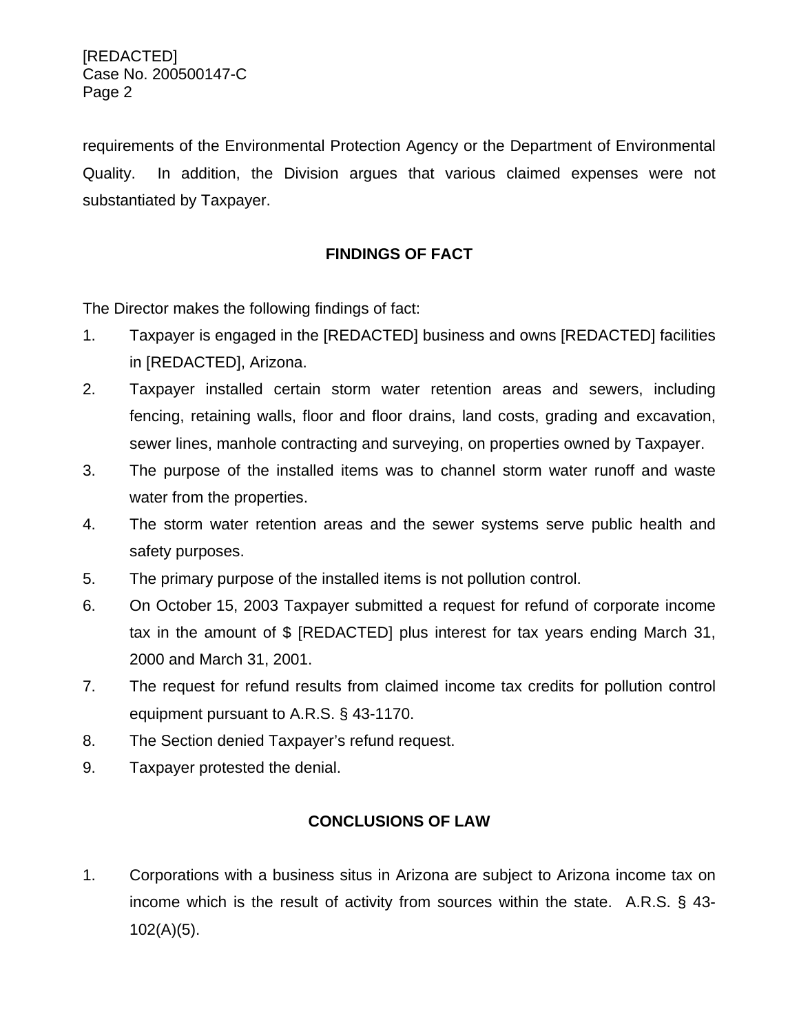requirements of the Environmental Protection Agency or the Department of Environmental Quality. In addition, the Division argues that various claimed expenses were not substantiated by Taxpayer.

## FINDINGS OF FACT

The Director makes the following findings of fact:

1. Taxpayer is engaged in the [REDACTED] business and owns [REDACTED] facilities in [REDACTED], Arizona.
2. Taxpayer installed certain storm water retention areas and sewers, including fencing, retaining walls, floor and floor drains, land costs, grading and excavation, sewer lines, manhole contracting and surveying, on properties owned by Taxpayer.
3. The purpose of the installed items was to channel storm water runoff and waste water from the properties.
4. The storm water retention areas and the sewer systems serve public health and safety purposes.
5. The primary purpose of the installed items is not pollution control.
6. On October 15, 2003 Taxpayer submitted a request for refund of corporate income tax in the amount of $ [REDACTED] plus interest for tax years ending March 31, 2000 and March 31, 2001.
7. The request for refund results from claimed income tax credits for pollution control equipment pursuant to A.R.S. § 43-1170.
8. The Section denied Taxpayer's refund request.
9. Taxpayer protested the denial.

## CONCLUSIONS OF LAW

1. Corporations with a business situs in Arizona are subject to Arizona income tax on income which is the result of activity from sources within the state. A.R.S. § 43-102(A)(5).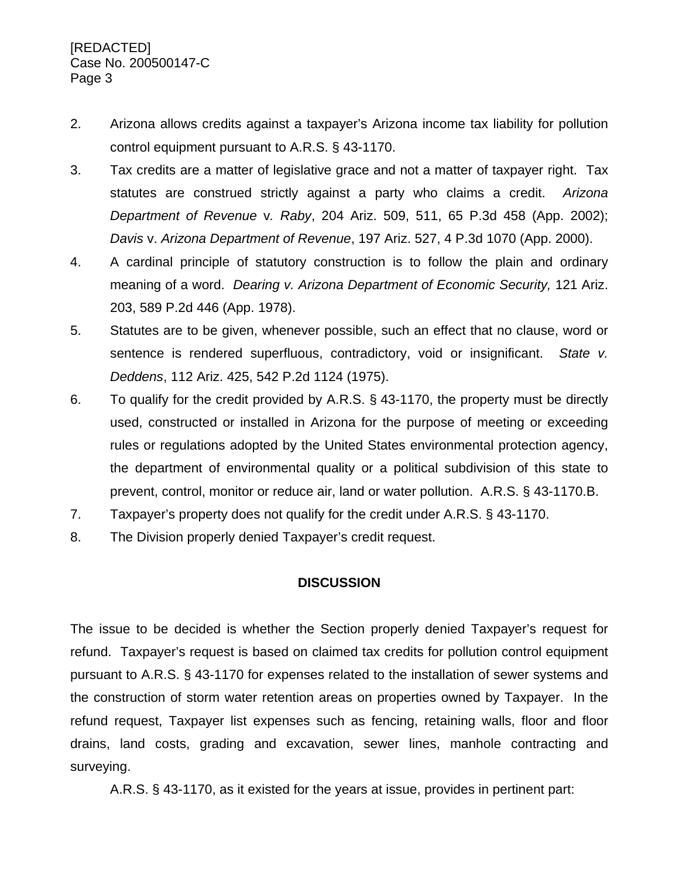2. Arizona allows credits against a taxpayer's Arizona income tax liability for pollution control equipment pursuant to A.R.S. § 43-1170.
3. Tax credits are a matter of legislative grace and not a matter of taxpayer right. Tax statutes are construed strictly against a party who claims a credit. *Arizona Department of Revenue* v. *Raby*, 204 Ariz. 509, 511, 65 P.3d 458 (App. 2002); *Davis* v. *Arizona Department of Revenue*, 197 Ariz. 527, 4 P.3d 1070 (App. 2000).
4. A cardinal principle of statutory construction is to follow the plain and ordinary meaning of a word. *Dearing v. Arizona Department of Economic Security,* 121 Ariz. 203, 589 P.2d 446 (App. 1978).
5. Statutes are to be given, whenever possible, such an effect that no clause, word or sentence is rendered superfluous, contradictory, void or insignificant. *State v. Deddens*, 112 Ariz. 425, 542 P.2d 1124 (1975).
6. To qualify for the credit provided by A.R.S. § 43-1170, the property must be directly used, constructed or installed in Arizona for the purpose of meeting or exceeding rules or regulations adopted by the United States environmental protection agency, the department of environmental quality or a political subdivision of this state to prevent, control, monitor or reduce air, land or water pollution. A.R.S. § 43-1170.B.
7. Taxpayer's property does not qualify for the credit under A.R.S. § 43-1170.
8. The Division properly denied Taxpayer's credit request.

**DISCUSSION**

The issue to be decided is whether the Section properly denied Taxpayer's request for refund. Taxpayer's request is based on claimed tax credits for pollution control equipment pursuant to A.R.S. § 43-1170 for expenses related to the installation of sewer systems and the construction of storm water retention areas on properties owned by Taxpayer. In the refund request, Taxpayer list expenses such as fencing, retaining walls, floor and floor drains, land costs, grading and excavation, sewer lines, manhole contracting and surveying.

A.R.S. § 43-1170, as it existed for the years at issue, provides in pertinent part: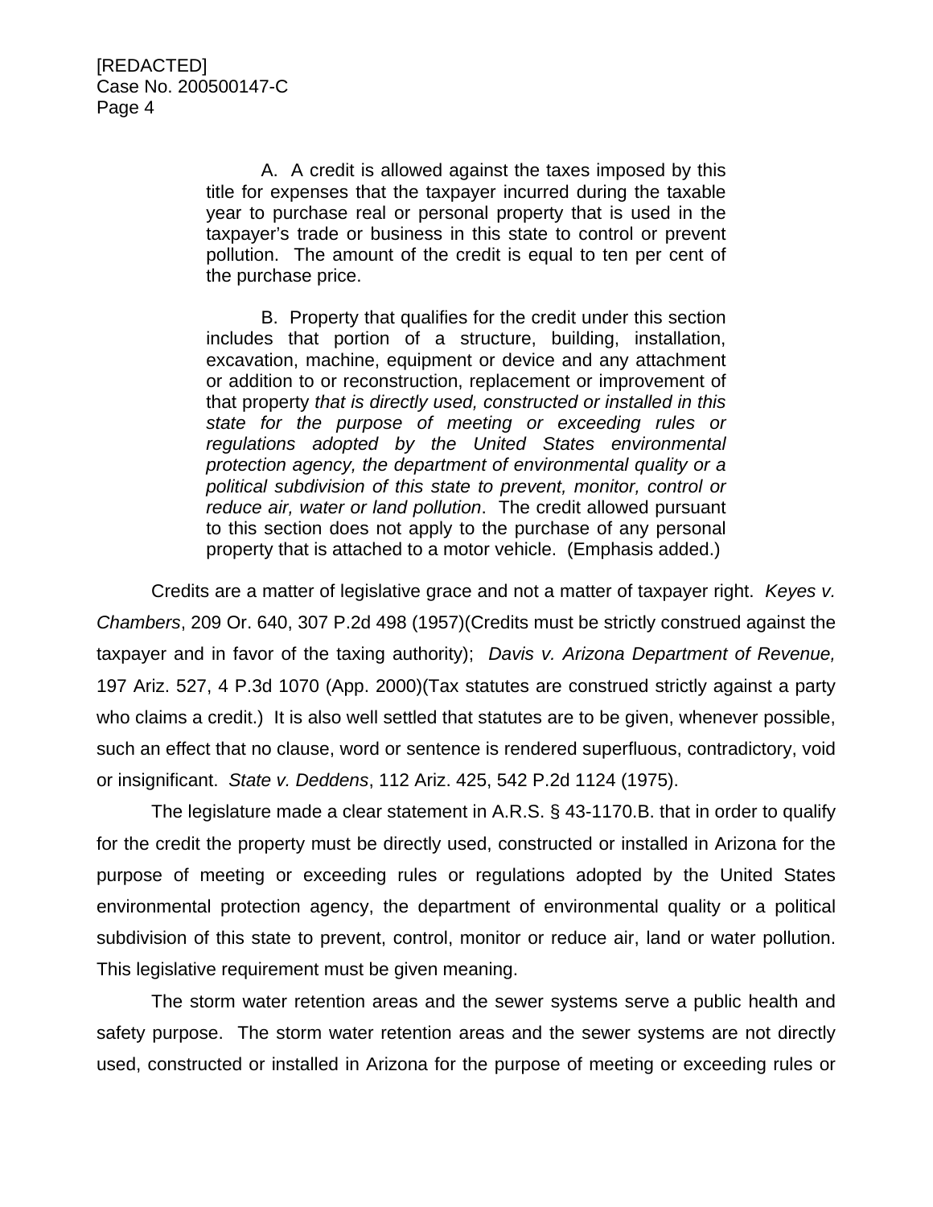> A. A credit is allowed against the taxes imposed by this title for expenses that the taxpayer incurred during the taxable year to purchase real or personal property that is used in the taxpayer's trade or business in this state to control or prevent pollution. The amount of the credit is equal to ten per cent of the purchase price.
>
> B. Property that qualifies for the credit under this section includes that portion of a structure, building, installation, excavation, machine, equipment or device and any attachment or addition to or reconstruction, replacement or improvement of that property *that is directly used, constructed or installed in this state for the purpose of meeting or exceeding rules or regulations adopted by the United States environmental protection agency, the department of environmental quality or a political subdivision of this state to prevent, monitor, control or reduce air, water or land pollution*. The credit allowed pursuant to this section does not apply to the purchase of any personal property that is attached to a motor vehicle. (Emphasis added.)

Credits are a matter of legislative grace and not a matter of taxpayer right. *Keyes v. Chambers*, 209 Or. 640, 307 P.2d 498 (1957)(Credits must be strictly construed against the taxpayer and in favor of the taxing authority); *Davis v. Arizona Department of Revenue,* 197 Ariz. 527, 4 P.3d 1070 (App. 2000)(Tax statutes are construed strictly against a party who claims a credit.) It is also well settled that statutes are to be given, whenever possible, such an effect that no clause, word or sentence is rendered superfluous, contradictory, void or insignificant. *State v. Deddens*, 112 Ariz. 425, 542 P.2d 1124 (1975).

The legislature made a clear statement in A.R.S. § 43-1170.B. that in order to qualify for the credit the property must be directly used, constructed or installed in Arizona for the purpose of meeting or exceeding rules or regulations adopted by the United States environmental protection agency, the department of environmental quality or a political subdivision of this state to prevent, control, monitor or reduce air, land or water pollution. This legislative requirement must be given meaning.

The storm water retention areas and the sewer systems serve a public health and safety purpose. The storm water retention areas and the sewer systems are not directly used, constructed or installed in Arizona for the purpose of meeting or exceeding rules or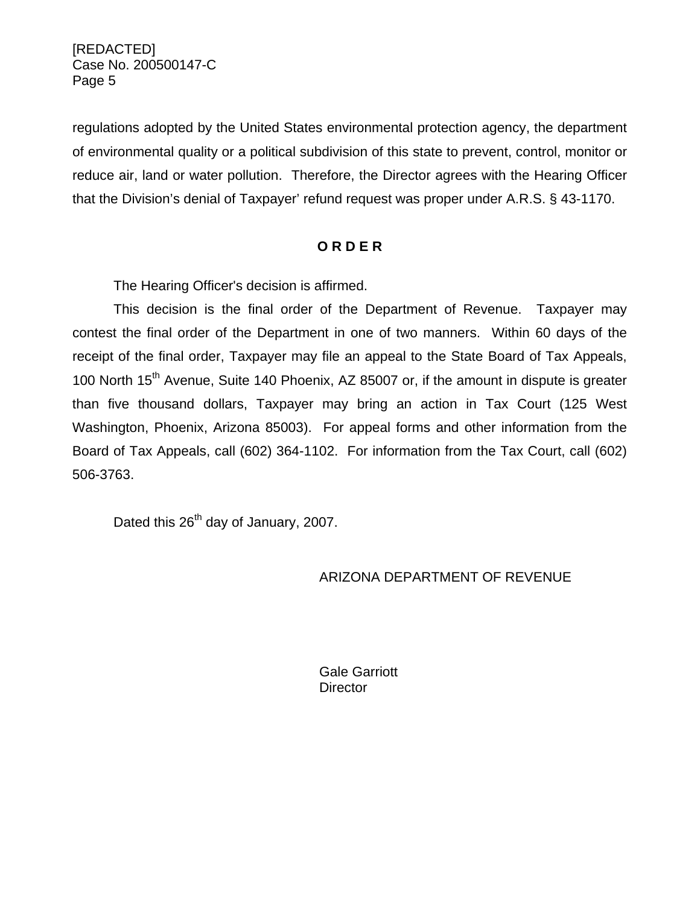regulations adopted by the United States environmental protection agency, the department of environmental quality or a political subdivision of this state to prevent, control, monitor or reduce air, land or water pollution. Therefore, the Director agrees with the Hearing Officer that the Division's denial of Taxpayer' refund request was proper under A.R.S. § 43-1170.

## O R D E R

The Hearing Officer's decision is affirmed.

This decision is the final order of the Department of Revenue. Taxpayer may contest the final order of the Department in one of two manners. Within 60 days of the receipt of the final order, Taxpayer may file an appeal to the State Board of Tax Appeals, 100 North 15th Avenue, Suite 140 Phoenix, AZ 85007 or, if the amount in dispute is greater than five thousand dollars, Taxpayer may bring an action in Tax Court (125 West Washington, Phoenix, Arizona 85003). For appeal forms and other information from the Board of Tax Appeals, call (602) 364-1102. For information from the Tax Court, call (602) 506-3763.

Dated this 26th day of January, 2007.

ARIZONA DEPARTMENT OF REVENUE

Gale Garriott
Director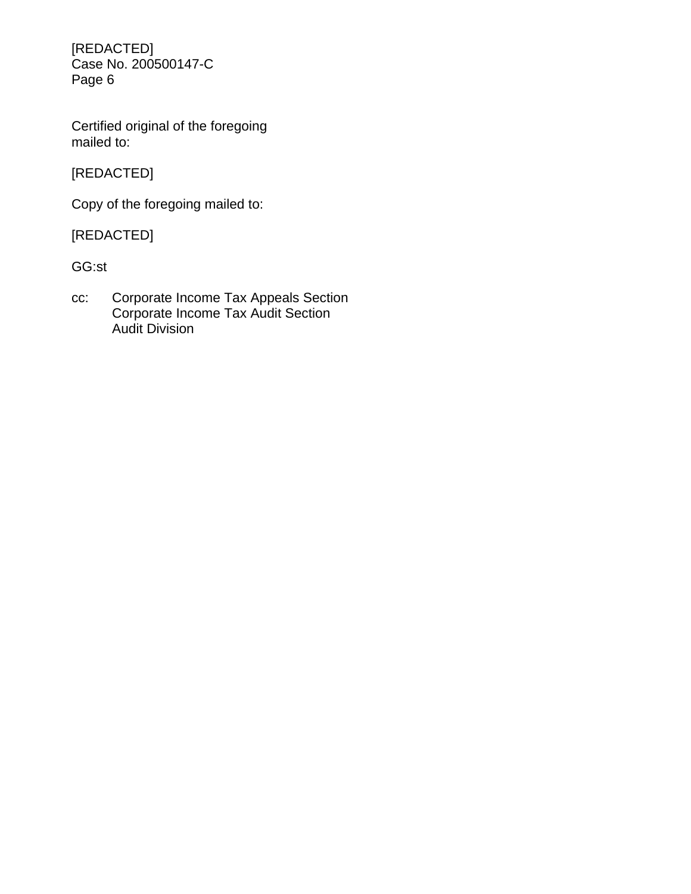Certified original of the foregoing mailed to:

[REDACTED]

Copy of the foregoing mailed to:

[REDACTED]

GG:st

cc: Corporate Income Tax Appeals Section
Corporate Income Tax Audit Section
Audit Division